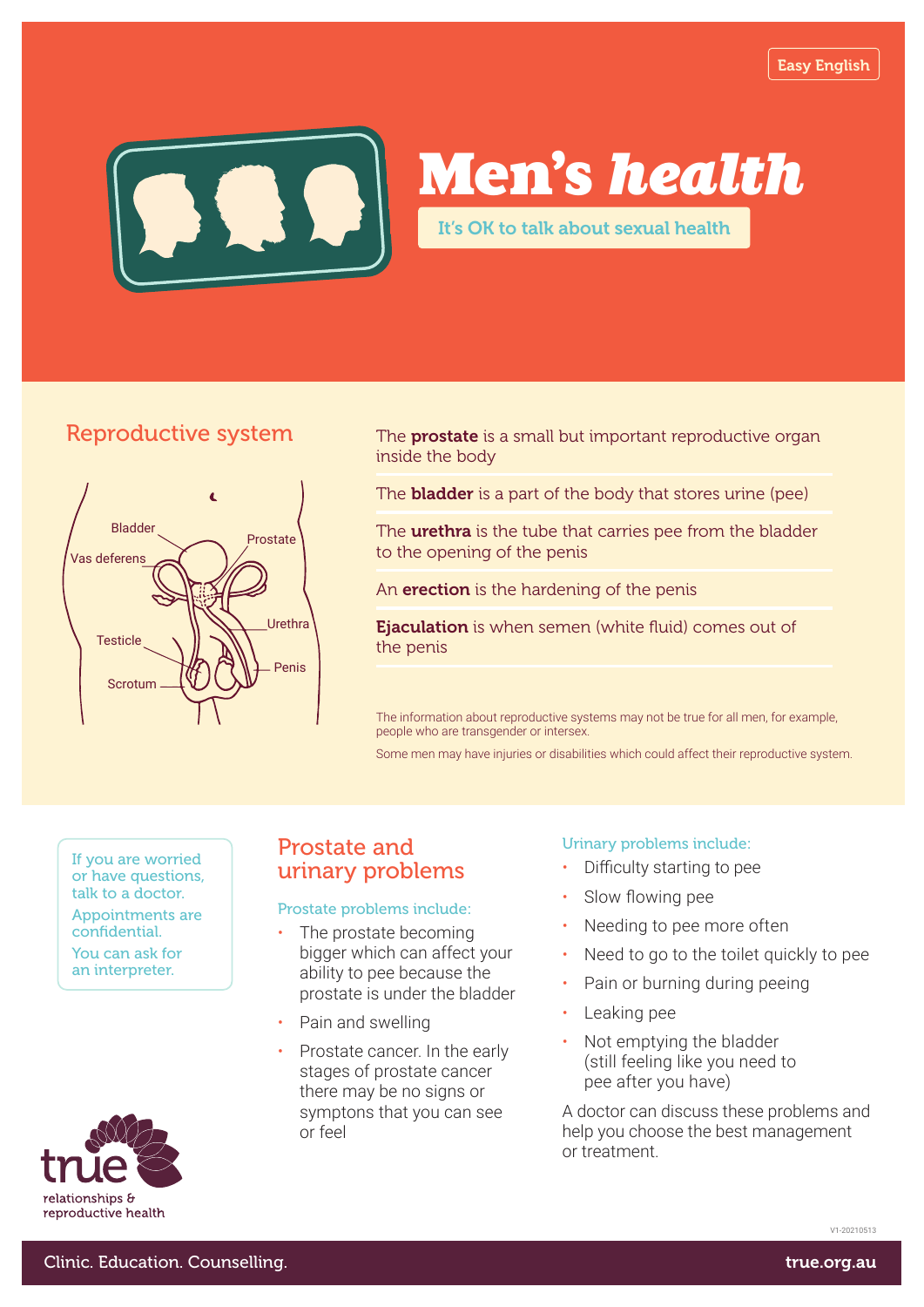Easy English

# Men's *health*

It's OK to talk about sexual health

## Reproductive system

Bladder

Vas deferens

Prostate

Urethra

Testicle

Penis

Scrotum

The **prostate** is a small but important reproductive organ inside the body

The **bladder** is a part of the body that stores urine (pee)

The **urethra** is the tube that carries pee from the bladder to the opening of the penis

An **erection** is the hardening of the penis

**Ejaculation** is when semen (white fluid) comes out of the penis

The information about reproductive systems may not be true for all men, for example, people who are transgender or intersex.

Some men may have injuries or disabilities which could affect their reproductive system.

If you are worried or have questions, talk to a doctor.

Appointments are confidential.

You can ask for an interpreter.

## Prostate and urinary problems

### Prostate problems include:

- The prostate becoming bigger which can affect your ability to pee because the prostate is under the bladder
- Pain and swelling
- Prostate cancer. In the early stages of prostate cancer there may be no signs or symptons that you can see or feel

### Urinary problems include:

- Difficulty starting to pee
- Slow flowing pee
- Needing to pee more often
- Need to go to the toilet quickly to pee
- Pain or burning during peeing
- Leaking pee
- Not emptying the bladder (still feeling like you need to pee after you have)

A doctor can discuss these problems and help you choose the best management or treatment.

true relationships & reproductive health

V1-20210513

Clinic. Education. Counselling. **true.org.au**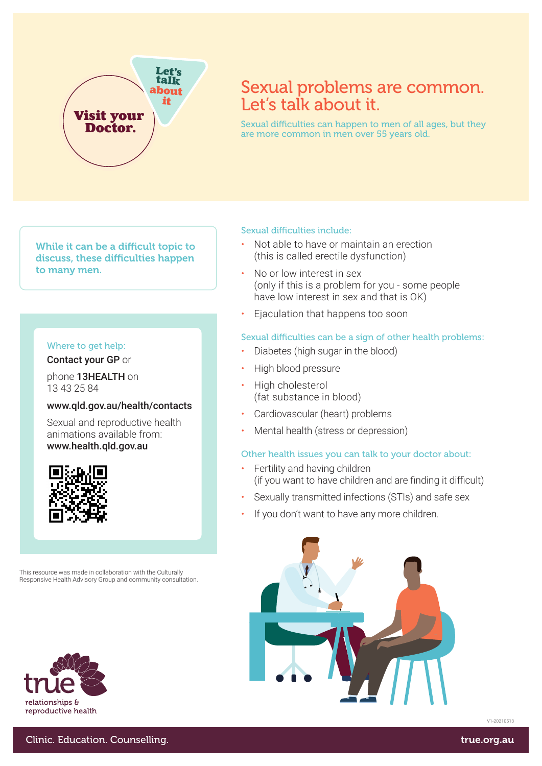Visit your Doctor.

Let's talk about it

# Sexual problems are common. Let's talk about it.

Sexual difficulties can happen to men of all ages, but they are more common in men over 55 years old.

**While it can be a difficult topic to discuss, these difficulties happen to many men.**

Where to get help:

**Contact your GP** or

phone **13HEALTH** on 13 43 25 84

**www.qld.gov.au/health/contacts**

Sexual and reproductive health animations available from: **www.health.qld.gov.au**

This resource was made in collaboration with the Culturally Responsive Health Advisory Group and community consultation.

Sexual difficulties include:

- Not able to have or maintain an erection (this is called erectile dysfunction)
- No or low interest in sex (only if this is a problem for you - some people have low interest in sex and that is OK)
- Ejaculation that happens too soon

Sexual difficulties can be a sign of other health problems:

- Diabetes (high sugar in the blood)
- High blood pressure
- High cholesterol (fat substance in blood)
- Cardiovascular (heart) problems
- Mental health (stress or depression)

Other health issues you can talk to your doctor about:

- Fertility and having children (if you want to have children and are finding it difficult)
- Sexually transmitted infections (STIs) and safe sex
- If you don't want to have any more children.

true relationships & reproductive health

V1-20210513

Clinic. Education. Counselling.

**true.org.au**